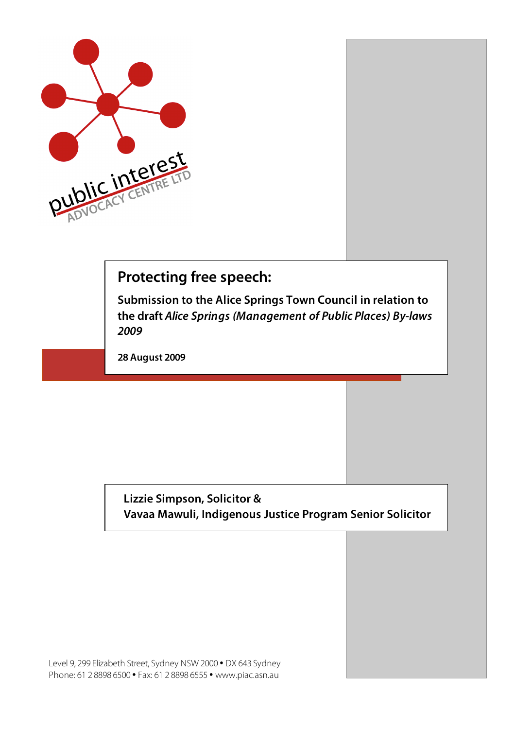public interest ADVOCACY CENTRE LTD

# Protecting free speech:

**Submission to the Alice Springs Town Council in relation to the draft *Alice Springs (Management of Public Places) By-laws 2009***

**28 August 2009**

**Lizzie Simpson, Solicitor &**
**Vavaa Mawuli, Indigenous Justice Program Senior Solicitor**

Level 9, 299 Elizabeth Street, Sydney NSW 2000 • DX 643 Sydney
Phone: 61 2 8898 6500 • Fax: 61 2 8898 6555 • www.piac.asn.au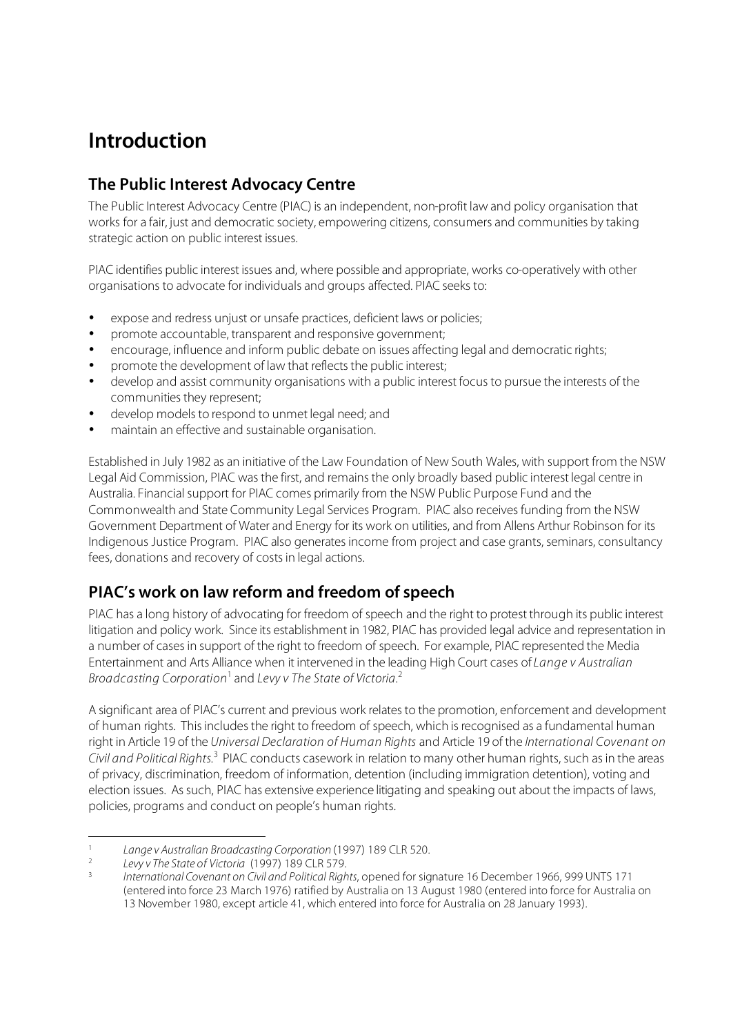# Introduction

## The Public Interest Advocacy Centre

The Public Interest Advocacy Centre (PIAC) is an independent, non-profit law and policy organisation that works for a fair, just and democratic society, empowering citizens, consumers and communities by taking strategic action on public interest issues.

PIAC identifies public interest issues and, where possible and appropriate, works co-operatively with other organisations to advocate for individuals and groups affected. PIAC seeks to:

- expose and redress unjust or unsafe practices, deficient laws or policies;
- promote accountable, transparent and responsive government;
- encourage, influence and inform public debate on issues affecting legal and democratic rights;
- promote the development of law that reflects the public interest;
- develop and assist community organisations with a public interest focus to pursue the interests of the communities they represent;
- develop models to respond to unmet legal need; and
- maintain an effective and sustainable organisation.

Established in July 1982 as an initiative of the Law Foundation of New South Wales, with support from the NSW Legal Aid Commission, PIAC was the first, and remains the only broadly based public interest legal centre in Australia. Financial support for PIAC comes primarily from the NSW Public Purpose Fund and the Commonwealth and State Community Legal Services Program. PIAC also receives funding from the NSW Government Department of Water and Energy for its work on utilities, and from Allens Arthur Robinson for its Indigenous Justice Program. PIAC also generates income from project and case grants, seminars, consultancy fees, donations and recovery of costs in legal actions.

## PIAC's work on law reform and freedom of speech

PIAC has a long history of advocating for freedom of speech and the right to protest through its public interest litigation and policy work. Since its establishment in 1982, PIAC has provided legal advice and representation in a number of cases in support of the right to freedom of speech. For example, PIAC represented the Media Entertainment and Arts Alliance when it intervened in the leading High Court cases of *Lange v Australian Broadcasting Corporation*[1] and *Levy v The State of Victoria*.[2]

A significant area of PIAC's current and previous work relates to the promotion, enforcement and development of human rights. This includes the right to freedom of speech, which is recognised as a fundamental human right in Article 19 of the *Universal Declaration of Human Rights* and Article 19 of the *International Covenant on Civil and Political Rights*.[3] PIAC conducts casework in relation to many other human rights, such as in the areas of privacy, discrimination, freedom of information, detention (including immigration detention), voting and election issues. As such, PIAC has extensive experience litigating and speaking out about the impacts of laws, policies, programs and conduct on people's human rights.

---

[1] *Lange v Australian Broadcasting Corporation* (1997) 189 CLR 520.

[2] *Levy v The State of Victoria* (1997) 189 CLR 579.

[3] *International Covenant on Civil and Political Rights*, opened for signature 16 December 1966, 999 UNTS 171 (entered into force 23 March 1976) ratified by Australia on 13 August 1980 (entered into force for Australia on 13 November 1980, except article 41, which entered into force for Australia on 28 January 1993).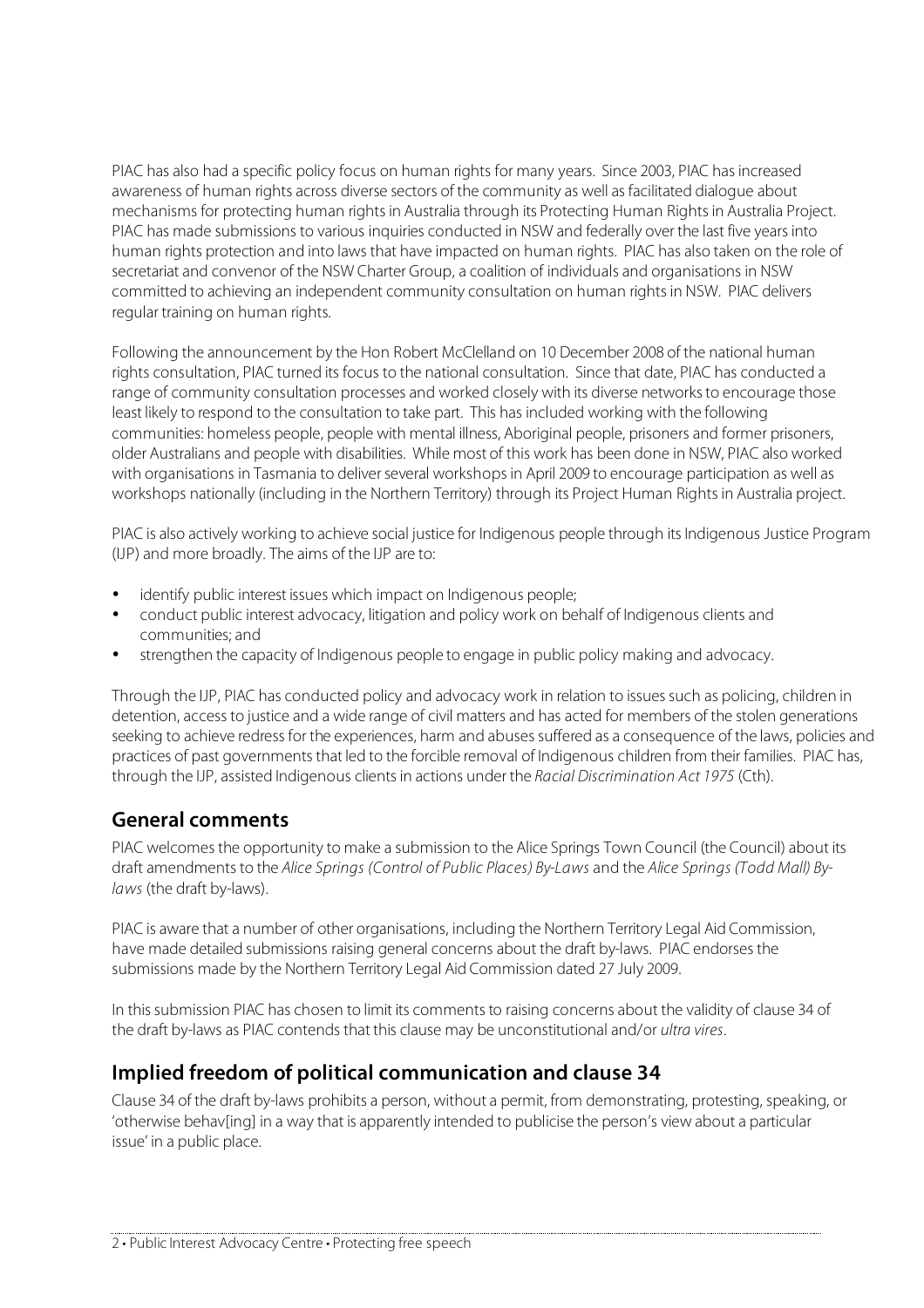PIAC has also had a specific policy focus on human rights for many years. Since 2003, PIAC has increased awareness of human rights across diverse sectors of the community as well as facilitated dialogue about mechanisms for protecting human rights in Australia through its Protecting Human Rights in Australia Project. PIAC has made submissions to various inquiries conducted in NSW and federally over the last five years into human rights protection and into laws that have impacted on human rights. PIAC has also taken on the role of secretariat and convenor of the NSW Charter Group, a coalition of individuals and organisations in NSW committed to achieving an independent community consultation on human rights in NSW. PIAC delivers regular training on human rights.

Following the announcement by the Hon Robert McClelland on 10 December 2008 of the national human rights consultation, PIAC turned its focus to the national consultation. Since that date, PIAC has conducted a range of community consultation processes and worked closely with its diverse networks to encourage those least likely to respond to the consultation to take part. This has included working with the following communities: homeless people, people with mental illness, Aboriginal people, prisoners and former prisoners, older Australians and people with disabilities. While most of this work has been done in NSW, PIAC also worked with organisations in Tasmania to deliver several workshops in April 2009 to encourage participation as well as workshops nationally (including in the Northern Territory) through its Project Human Rights in Australia project.

PIAC is also actively working to achieve social justice for Indigenous people through its Indigenous Justice Program (IJP) and more broadly. The aims of the IJP are to:

- identify public interest issues which impact on Indigenous people;
- conduct public interest advocacy, litigation and policy work on behalf of Indigenous clients and communities; and
- strengthen the capacity of Indigenous people to engage in public policy making and advocacy.

Through the IJP, PIAC has conducted policy and advocacy work in relation to issues such as policing, children in detention, access to justice and a wide range of civil matters and has acted for members of the stolen generations seeking to achieve redress for the experiences, harm and abuses suffered as a consequence of the laws, policies and practices of past governments that led to the forcible removal of Indigenous children from their families. PIAC has, through the IJP, assisted Indigenous clients in actions under the *Racial Discrimination Act 1975* (Cth).

## General comments

PIAC welcomes the opportunity to make a submission to the Alice Springs Town Council (the Council) about its draft amendments to the *Alice Springs (Control of Public Places) By-Laws* and the *Alice Springs (Todd Mall) By-laws* (the draft by-laws).

PIAC is aware that a number of other organisations, including the Northern Territory Legal Aid Commission, have made detailed submissions raising general concerns about the draft by-laws. PIAC endorses the submissions made by the Northern Territory Legal Aid Commission dated 27 July 2009.

In this submission PIAC has chosen to limit its comments to raising concerns about the validity of clause 34 of the draft by-laws as PIAC contends that this clause may be unconstitutional and/or *ultra vires*.

## Implied freedom of political communication and clause 34

Clause 34 of the draft by-laws prohibits a person, without a permit, from demonstrating, protesting, speaking, or 'otherwise behav[ing] in a way that is apparently intended to publicise the person's view about a particular issue' in a public place.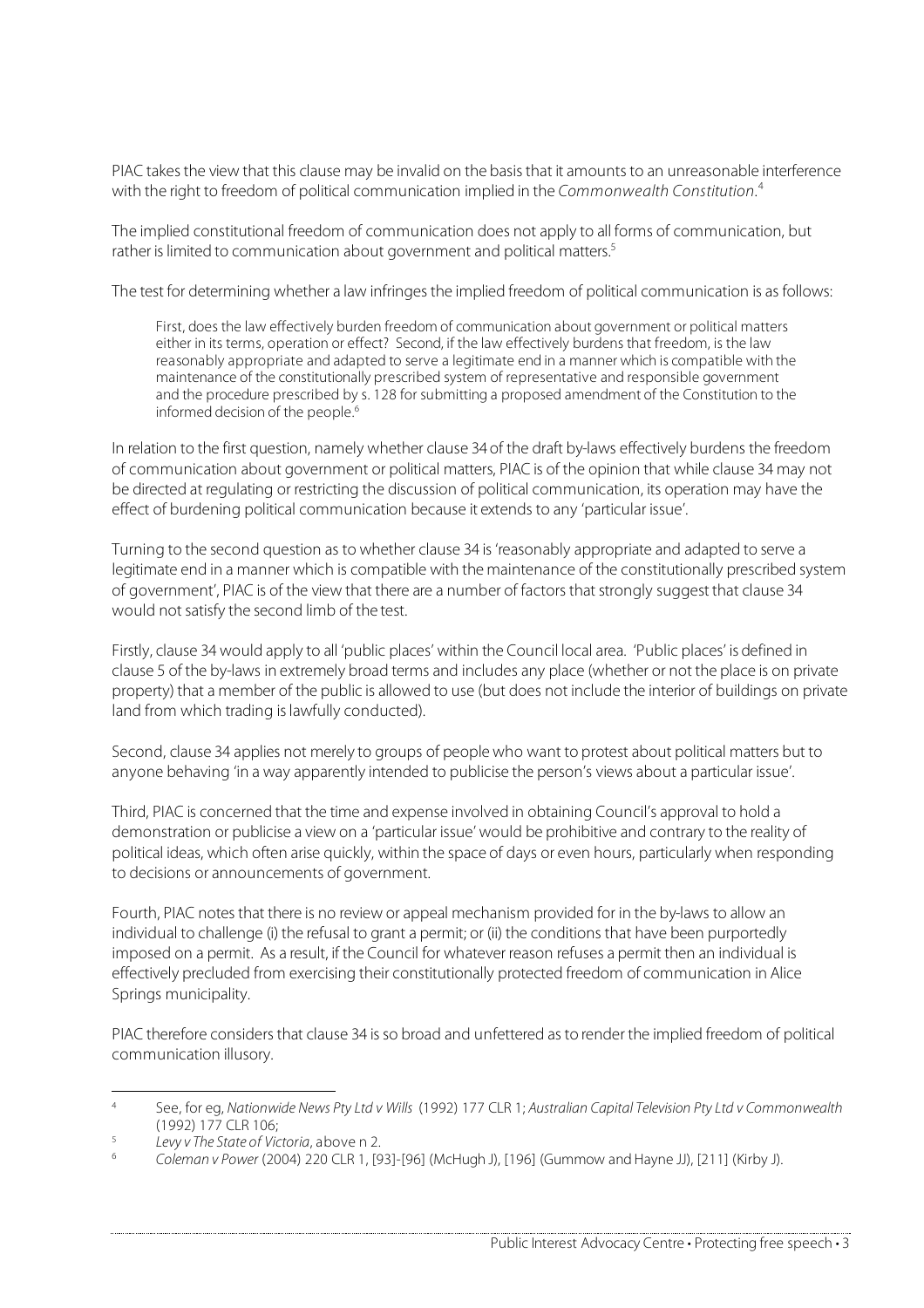PIAC takes the view that this clause may be invalid on the basis that it amounts to an unreasonable interference with the right to freedom of political communication implied in the *Commonwealth Constitution*.[4]

The implied constitutional freedom of communication does not apply to all forms of communication, but rather is limited to communication about government and political matters.[5]

The test for determining whether a law infringes the implied freedom of political communication is as follows:

> First, does the law effectively burden freedom of communication about government or political matters either in its terms, operation or effect? Second, if the law effectively burdens that freedom, is the law reasonably appropriate and adapted to serve a legitimate end in a manner which is compatible with the maintenance of the constitutionally prescribed system of representative and responsible government and the procedure prescribed by s. 128 for submitting a proposed amendment of the Constitution to the informed decision of the people.[6]

In relation to the first question, namely whether clause 34 of the draft by-laws effectively burdens the freedom of communication about government or political matters, PIAC is of the opinion that while clause 34 may not be directed at regulating or restricting the discussion of political communication, its operation may have the effect of burdening political communication because it extends to any 'particular issue'.

Turning to the second question as to whether clause 34 is 'reasonably appropriate and adapted to serve a legitimate end in a manner which is compatible with the maintenance of the constitutionally prescribed system of government', PIAC is of the view that there are a number of factors that strongly suggest that clause 34 would not satisfy the second limb of the test.

Firstly, clause 34 would apply to all 'public places' within the Council local area. 'Public places' is defined in clause 5 of the by-laws in extremely broad terms and includes any place (whether or not the place is on private property) that a member of the public is allowed to use (but does not include the interior of buildings on private land from which trading is lawfully conducted).

Second, clause 34 applies not merely to groups of people who want to protest about political matters but to anyone behaving 'in a way apparently intended to publicise the person's views about a particular issue'.

Third, PIAC is concerned that the time and expense involved in obtaining Council's approval to hold a demonstration or publicise a view on a 'particular issue' would be prohibitive and contrary to the reality of political ideas, which often arise quickly, within the space of days or even hours, particularly when responding to decisions or announcements of government.

Fourth, PIAC notes that there is no review or appeal mechanism provided for in the by-laws to allow an individual to challenge (i) the refusal to grant a permit; or (ii) the conditions that have been purportedly imposed on a permit. As a result, if the Council for whatever reason refuses a permit then an individual is effectively precluded from exercising their constitutionally protected freedom of communication in Alice Springs municipality.

PIAC therefore considers that clause 34 is so broad and unfettered as to render the implied freedom of political communication illusory.

---

[4] See, for eg, *Nationwide News Pty Ltd v Wills* (1992) 177 CLR 1; *Australian Capital Television Pty Ltd v Commonwealth* (1992) 177 CLR 106;

[5] *Levy v The State of Victoria*, above n 2.

[6] *Coleman v Power* (2004) 220 CLR 1, [93]-[96] (McHugh J), [196] (Gummow and Hayne JJ), [211] (Kirby J).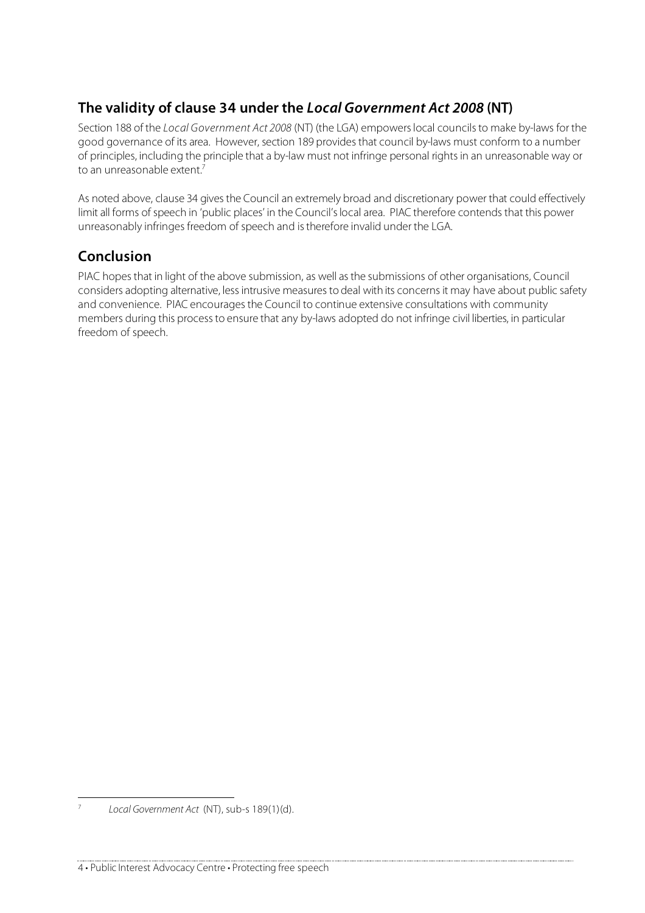## The validity of clause 34 under the *Local Government Act 2008* (NT)

Section 188 of the *Local Government Act 2008* (NT) (the LGA) empowers local councils to make by-laws for the good governance of its area. However, section 189 provides that council by-laws must conform to a number of principles, including the principle that a by-law must not infringe personal rights in an unreasonable way or to an unreasonable extent.[7]

As noted above, clause 34 gives the Council an extremely broad and discretionary power that could effectively limit all forms of speech in 'public places' in the Council's local area. PIAC therefore contends that this power unreasonably infringes freedom of speech and is therefore invalid under the LGA.

## Conclusion

PIAC hopes that in light of the above submission, as well as the submissions of other organisations, Council considers adopting alternative, less intrusive measures to deal with its concerns it may have about public safety and convenience. PIAC encourages the Council to continue extensive consultations with community members during this process to ensure that any by-laws adopted do not infringe civil liberties, in particular freedom of speech.

---

[7] *Local Government Act* (NT), sub-s 189(1)(d).